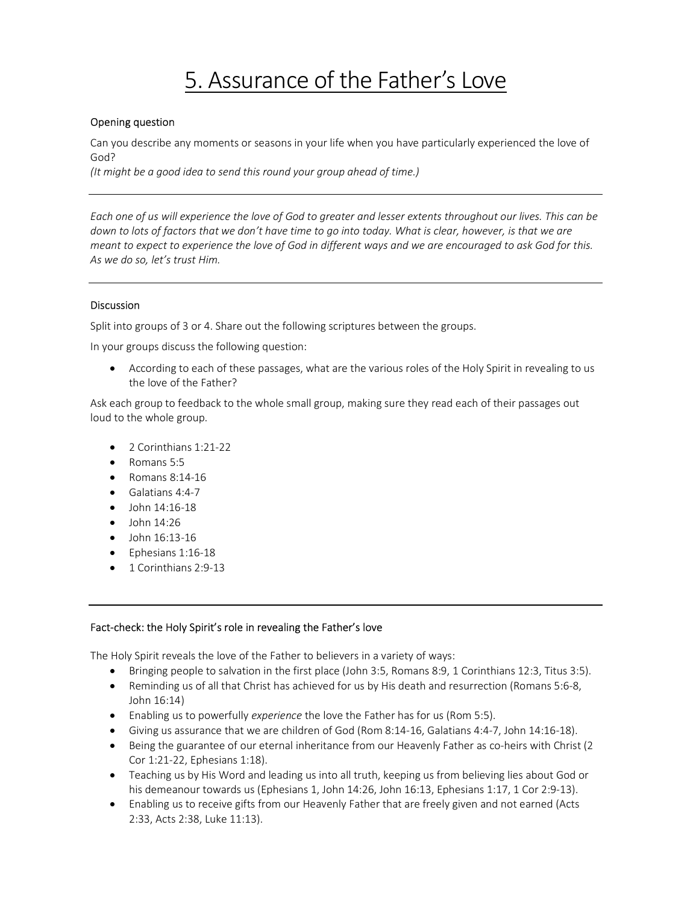# 5. Assurance of the Father's Love

## Opening question

Can you describe any moments or seasons in your life when you have particularly experienced the love of God?
*(It might be a good idea to send this round your group ahead of time.)*

---

*Each one of us will experience the love of God to greater and lesser extents throughout our lives. This can be down to lots of factors that we don't have time to go into today. What is clear, however, is that we are meant to expect to experience the love of God in different ways and we are encouraged to ask God for this. As we do so, let's trust Him.*

---

## Discussion

Split into groups of 3 or 4. Share out the following scriptures between the groups.

In your groups discuss the following question:

- According to each of these passages, what are the various roles of the Holy Spirit in revealing to us the love of the Father?

Ask each group to feedback to the whole small group, making sure they read each of their passages out loud to the whole group.

- 2 Corinthians 1:21-22
- Romans 5:5
- Romans 8:14-16
- Galatians 4:4-7
- John 14:16-18
- John 14:26
- John 16:13-16
- Ephesians 1:16-18
- 1 Corinthians 2:9-13

---

## Fact-check: the Holy Spirit's role in revealing the Father's love

The Holy Spirit reveals the love of the Father to believers in a variety of ways:

- Bringing people to salvation in the first place (John 3:5, Romans 8:9, 1 Corinthians 12:3, Titus 3:5).
- Reminding us of all that Christ has achieved for us by His death and resurrection (Romans 5:6-8, John 16:14)
- Enabling us to powerfully *experience* the love the Father has for us (Rom 5:5).
- Giving us assurance that we are children of God (Rom 8:14-16, Galatians 4:4-7, John 14:16-18).
- Being the guarantee of our eternal inheritance from our Heavenly Father as co-heirs with Christ (2 Cor 1:21-22, Ephesians 1:18).
- Teaching us by His Word and leading us into all truth, keeping us from believing lies about God or his demeanour towards us (Ephesians 1, John 14:26, John 16:13, Ephesians 1:17, 1 Cor 2:9-13).
- Enabling us to receive gifts from our Heavenly Father that are freely given and not earned (Acts 2:33, Acts 2:38, Luke 11:13).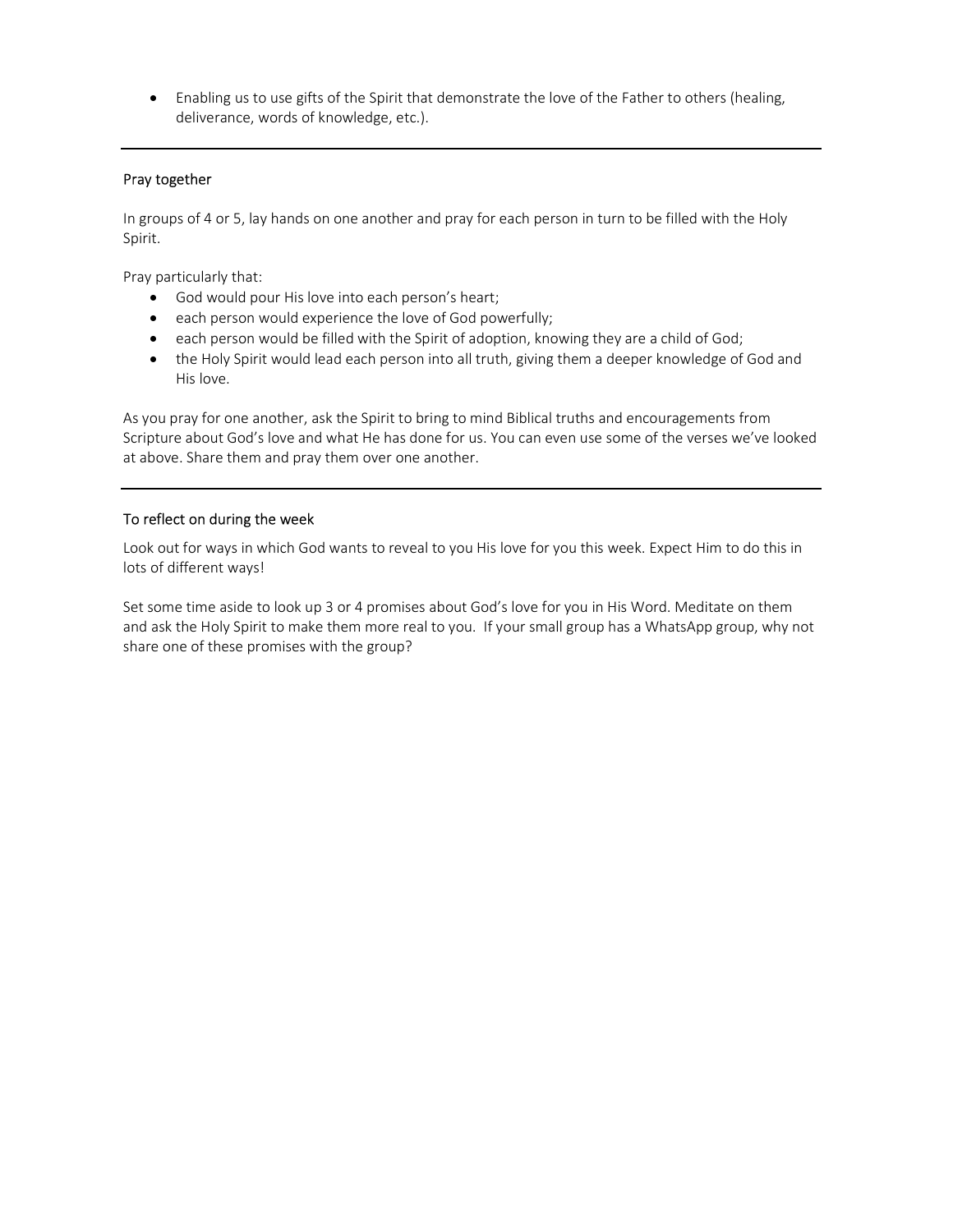- Enabling us to use gifts of the Spirit that demonstrate the love of the Father to others (healing, deliverance, words of knowledge, etc.).

---

## Pray together

In groups of 4 or 5, lay hands on one another and pray for each person in turn to be filled with the Holy Spirit.

Pray particularly that:

- God would pour His love into each person's heart;
- each person would experience the love of God powerfully;
- each person would be filled with the Spirit of adoption, knowing they are a child of God;
- the Holy Spirit would lead each person into all truth, giving them a deeper knowledge of God and His love.

As you pray for one another, ask the Spirit to bring to mind Biblical truths and encouragements from Scripture about God's love and what He has done for us. You can even use some of the verses we've looked at above. Share them and pray them over one another.

---

## To reflect on during the week

Look out for ways in which God wants to reveal to you His love for you this week. Expect Him to do this in lots of different ways!

Set some time aside to look up 3 or 4 promises about God's love for you in His Word. Meditate on them and ask the Holy Spirit to make them more real to you. If your small group has a WhatsApp group, why not share one of these promises with the group?